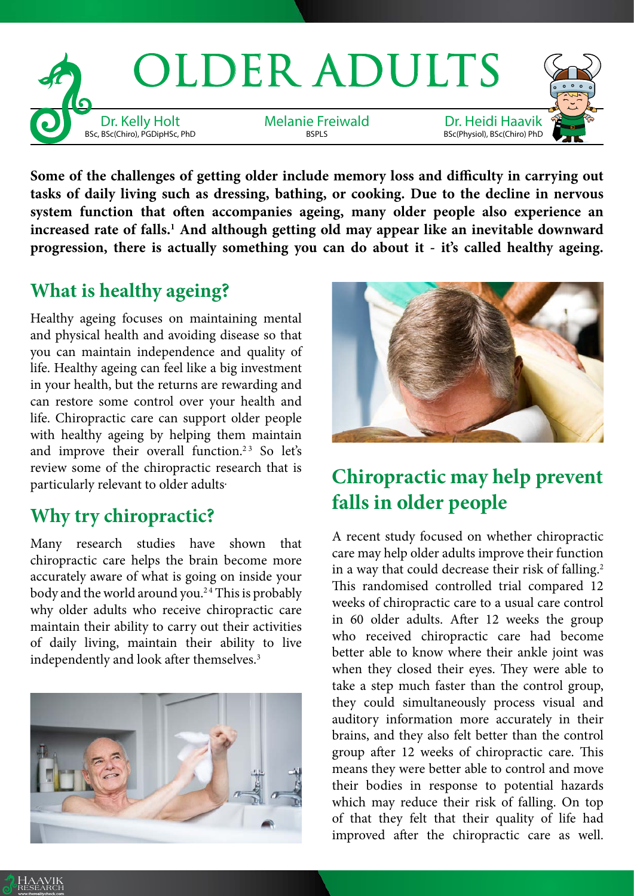# OLDER ADULTS

Dr. Kelly Holt
BSc, BSc(Chiro), PGDipHSc, PhD

Melanie Freiwald
BSPLS

Dr. Heidi Haavik
BSc(Physiol), BSc(Chiro) PhD

**Some of the challenges of getting older include memory loss and difficulty in carrying out tasks of daily living such as dressing, bathing, or cooking. Due to the decline in nervous system function that often accompanies ageing, many older people also experience an increased rate of falls.[1] And although getting old may appear like an inevitable downward progression, there is actually something you can do about it - it's called healthy ageing.**

## What is healthy ageing?

Healthy ageing focuses on maintaining mental and physical health and avoiding disease so that you can maintain independence and quality of life. Healthy ageing can feel like a big investment in your health, but the returns are rewarding and can restore some control over your health and life. Chiropractic care can support older people with healthy ageing by helping them maintain and improve their overall function.[2,3] So let's review some of the chiropractic research that is particularly relevant to older adults.

## Why try chiropractic?

Many research studies have shown that chiropractic care helps the brain become more accurately aware of what is going on inside your body and the world around you.[2,4] This is probably why older adults who receive chiropractic care maintain their ability to carry out their activities of daily living, maintain their ability to live independently and look after themselves.[3]

## Chiropractic may help prevent falls in older people

A recent study focused on whether chiropractic care may help older adults improve their function in a way that could decrease their risk of falling.[2] This randomised controlled trial compared 12 weeks of chiropractic care to a usual care control in 60 older adults. After 12 weeks the group who received chiropractic care had become better able to know where their ankle joint was when they closed their eyes. They were able to take a step much faster than the control group, they could simultaneously process visual and auditory information more accurately in their brains, and they also felt better than the control group after 12 weeks of chiropractic care. This means they were better able to control and move their bodies in response to potential hazards which may reduce their risk of falling. On top of that they felt that their quality of life had improved after the chiropractic care as well.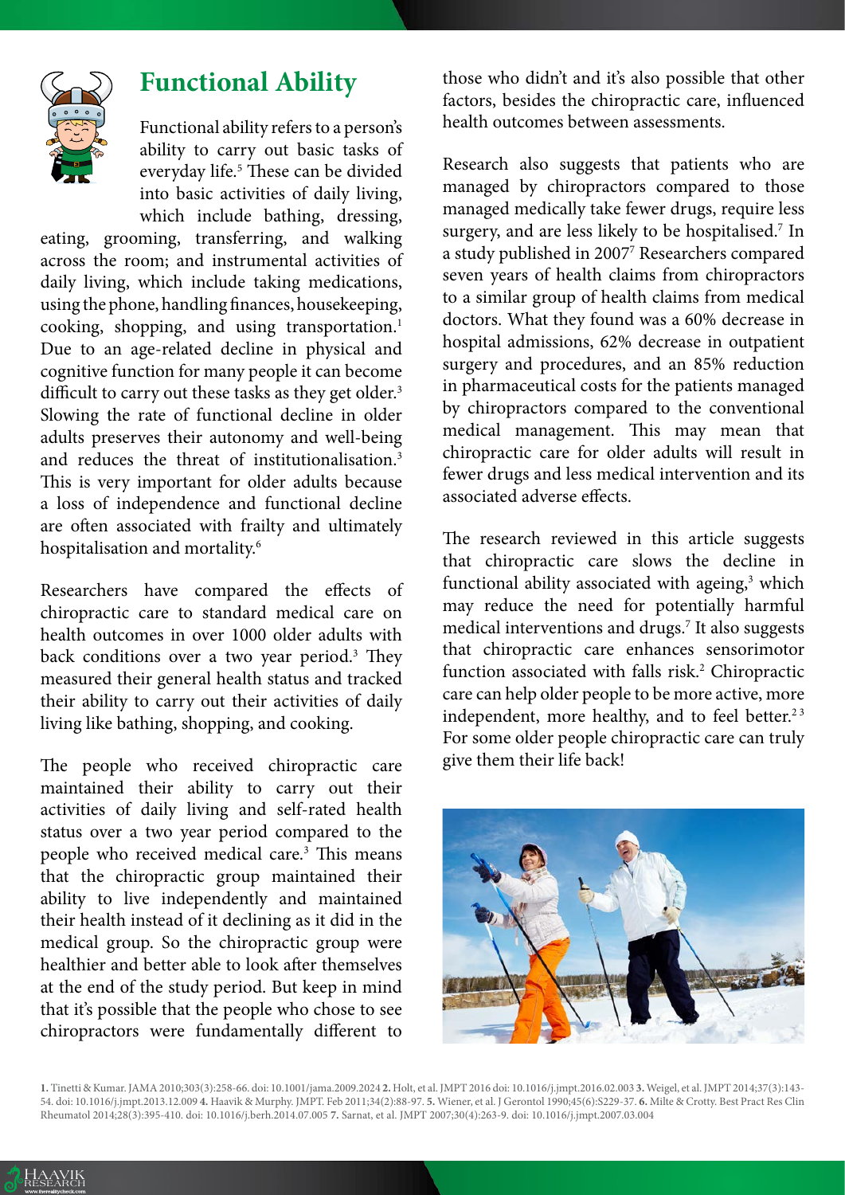## Functional Ability

Functional ability refers to a person's ability to carry out basic tasks of everyday life.[5] These can be divided into basic activities of daily living, which include bathing, dressing, eating, grooming, transferring, and walking across the room; and instrumental activities of daily living, which include taking medications, using the phone, handling finances, housekeeping, cooking, shopping, and using transportation.[1] Due to an age-related decline in physical and cognitive function for many people it can become difficult to carry out these tasks as they get older.[3] Slowing the rate of functional decline in older adults preserves their autonomy and well-being and reduces the threat of institutionalisation.[3] This is very important for older adults because a loss of independence and functional decline are often associated with frailty and ultimately hospitalisation and mortality.[6]

Researchers have compared the effects of chiropractic care to standard medical care on health outcomes in over 1000 older adults with back conditions over a two year period.[3] They measured their general health status and tracked their ability to carry out their activities of daily living like bathing, shopping, and cooking.

The people who received chiropractic care maintained their ability to carry out their activities of daily living and self-rated health status over a two year period compared to the people who received medical care.[3] This means that the chiropractic group maintained their ability to live independently and maintained their health instead of it declining as it did in the medical group. So the chiropractic group were healthier and better able to look after themselves at the end of the study period. But keep in mind that it's possible that the people who chose to see chiropractors were fundamentally different to those who didn't and it's also possible that other factors, besides the chiropractic care, influenced health outcomes between assessments.

Research also suggests that patients who are managed by chiropractors compared to those managed medically take fewer drugs, require less surgery, and are less likely to be hospitalised.[7] In a study published in 2007[7] Researchers compared seven years of health claims from chiropractors to a similar group of health claims from medical doctors. What they found was a 60% decrease in hospital admissions, 62% decrease in outpatient surgery and procedures, and an 85% reduction in pharmaceutical costs for the patients managed by chiropractors compared to the conventional medical management. This may mean that chiropractic care for older adults will result in fewer drugs and less medical intervention and its associated adverse effects.

The research reviewed in this article suggests that chiropractic care slows the decline in functional ability associated with ageing,[3] which may reduce the need for potentially harmful medical interventions and drugs.[7] It also suggests that chiropractic care enhances sensorimotor function associated with falls risk.[2] Chiropractic care can help older people to be more active, more independent, more healthy, and to feel better.[2,3] For some older people chiropractic care can truly give them their life back!

**1.** Tinetti & Kumar. JAMA 2010;303(3):258-66. doi: 10.1001/jama.2009.2024 **2.** Holt, et al. JMPT 2016 doi: 10.1016/j.jmpt.2016.02.003 **3.** Weigel, et al. JMPT 2014;37(3):143-54. doi: 10.1016/j.jmpt.2013.12.009 **4.** Haavik & Murphy. JMPT. Feb 2011;34(2):88-97. **5.** Wiener, et al. J Gerontol 1990;45(6):S229-37. **6.** Milte & Crotty. Best Pract Res Clin Rheumatol 2014;28(3):395-410. doi: 10.1016/j.berh.2014.07.005 **7.** Sarnat, et al. JMPT 2007;30(4):263-9. doi: 10.1016/j.jmpt.2007.03.004